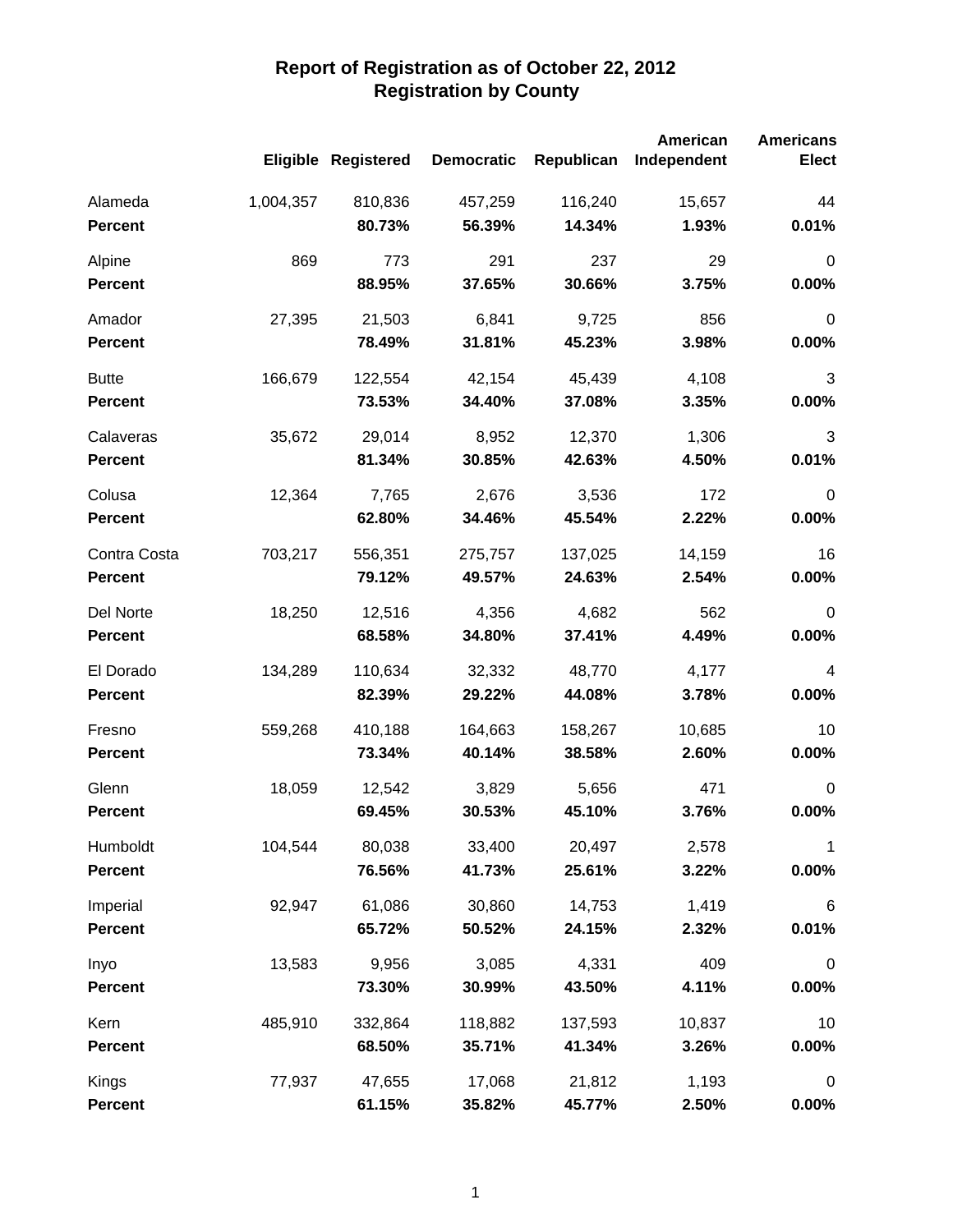# Report of Registration as of October 22, 2012
## Registration by County

| | Eligible | Registered | Democratic | Republican | American Independent | Americans Elect |
|---|---|---|---|---|---|---|
| Alameda | 1,004,357 | 810,836 | 457,259 | 116,240 | 15,657 | 44 |
| **Percent** | | **80.73%** | **56.39%** | **14.34%** | **1.93%** | **0.01%** |
| Alpine | 869 | 773 | 291 | 237 | 29 | 0 |
| **Percent** | | **88.95%** | **37.65%** | **30.66%** | **3.75%** | **0.00%** |
| Amador | 27,395 | 21,503 | 6,841 | 9,725 | 856 | 0 |
| **Percent** | | **78.49%** | **31.81%** | **45.23%** | **3.98%** | **0.00%** |
| Butte | 166,679 | 122,554 | 42,154 | 45,439 | 4,108 | 3 |
| **Percent** | | **73.53%** | **34.40%** | **37.08%** | **3.35%** | **0.00%** |
| Calaveras | 35,672 | 29,014 | 8,952 | 12,370 | 1,306 | 3 |
| **Percent** | | **81.34%** | **30.85%** | **42.63%** | **4.50%** | **0.01%** |
| Colusa | 12,364 | 7,765 | 2,676 | 3,536 | 172 | 0 |
| **Percent** | | **62.80%** | **34.46%** | **45.54%** | **2.22%** | **0.00%** |
| Contra Costa | 703,217 | 556,351 | 275,757 | 137,025 | 14,159 | 16 |
| **Percent** | | **79.12%** | **49.57%** | **24.63%** | **2.54%** | **0.00%** |
| Del Norte | 18,250 | 12,516 | 4,356 | 4,682 | 562 | 0 |
| **Percent** | | **68.58%** | **34.80%** | **37.41%** | **4.49%** | **0.00%** |
| El Dorado | 134,289 | 110,634 | 32,332 | 48,770 | 4,177 | 4 |
| **Percent** | | **82.39%** | **29.22%** | **44.08%** | **3.78%** | **0.00%** |
| Fresno | 559,268 | 410,188 | 164,663 | 158,267 | 10,685 | 10 |
| **Percent** | | **73.34%** | **40.14%** | **38.58%** | **2.60%** | **0.00%** |
| Glenn | 18,059 | 12,542 | 3,829 | 5,656 | 471 | 0 |
| **Percent** | | **69.45%** | **30.53%** | **45.10%** | **3.76%** | **0.00%** |
| Humboldt | 104,544 | 80,038 | 33,400 | 20,497 | 2,578 | 1 |
| **Percent** | | **76.56%** | **41.73%** | **25.61%** | **3.22%** | **0.00%** |
| Imperial | 92,947 | 61,086 | 30,860 | 14,753 | 1,419 | 6 |
| **Percent** | | **65.72%** | **50.52%** | **24.15%** | **2.32%** | **0.01%** |
| Inyo | 13,583 | 9,956 | 3,085 | 4,331 | 409 | 0 |
| **Percent** | | **73.30%** | **30.99%** | **43.50%** | **4.11%** | **0.00%** |
| Kern | 485,910 | 332,864 | 118,882 | 137,593 | 10,837 | 10 |
| **Percent** | | **68.50%** | **35.71%** | **41.34%** | **3.26%** | **0.00%** |
| Kings | 77,937 | 47,655 | 17,068 | 21,812 | 1,193 | 0 |
| **Percent** | | **61.15%** | **35.82%** | **45.77%** | **2.50%** | **0.00%** |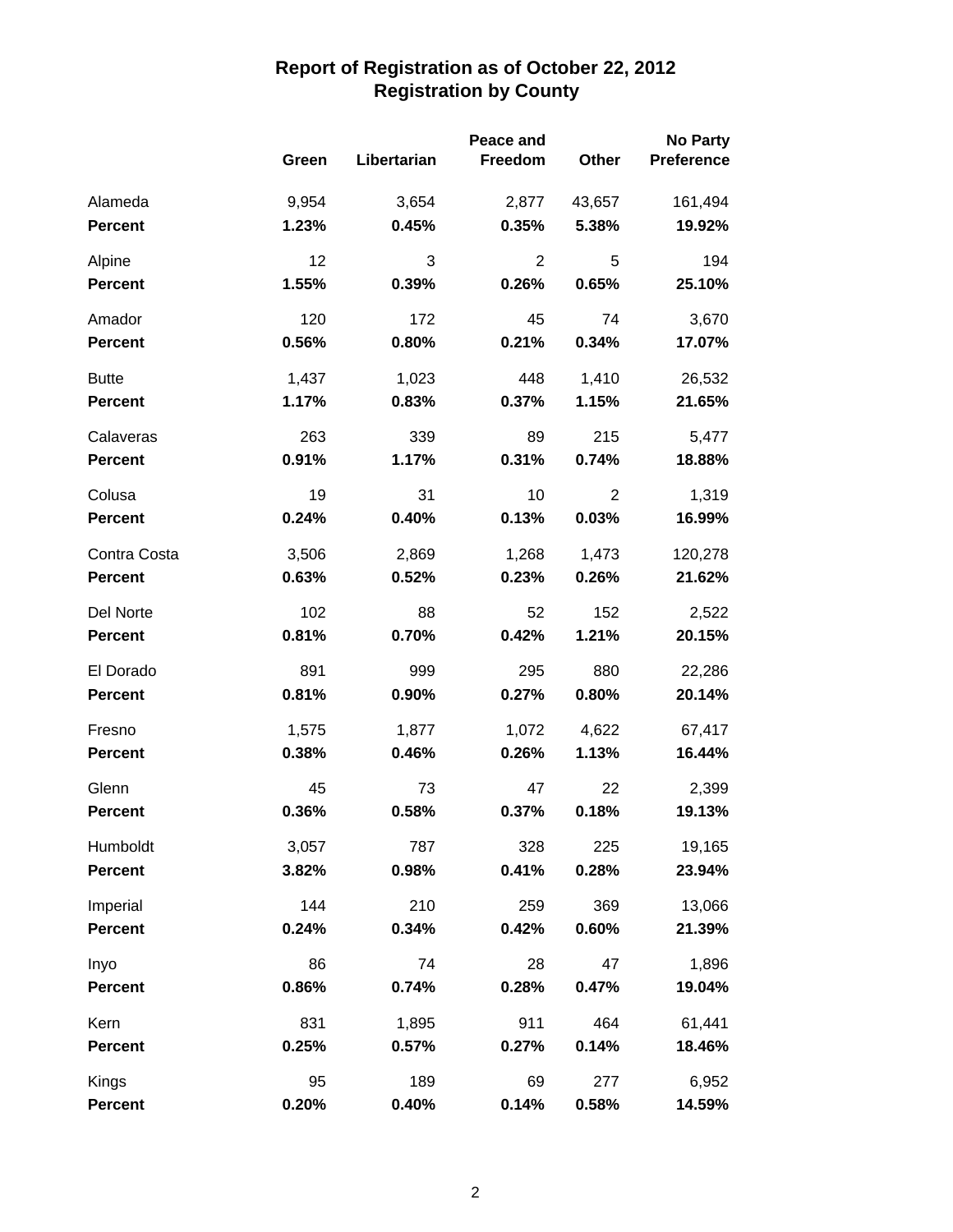# Report of Registration as of October 22, 2012
## Registration by County

| | Green | Libertarian | Peace and Freedom | Other | No Party Preference |
|---|---|---|---|---|---|
| Alameda | 9,954 | 3,654 | 2,877 | 43,657 | 161,494 |
| **Percent** | **1.23%** | **0.45%** | **0.35%** | **5.38%** | **19.92%** |
| Alpine | 12 | 3 | 2 | 5 | 194 |
| **Percent** | **1.55%** | **0.39%** | **0.26%** | **0.65%** | **25.10%** |
| Amador | 120 | 172 | 45 | 74 | 3,670 |
| **Percent** | **0.56%** | **0.80%** | **0.21%** | **0.34%** | **17.07%** |
| Butte | 1,437 | 1,023 | 448 | 1,410 | 26,532 |
| **Percent** | **1.17%** | **0.83%** | **0.37%** | **1.15%** | **21.65%** |
| Calaveras | 263 | 339 | 89 | 215 | 5,477 |
| **Percent** | **0.91%** | **1.17%** | **0.31%** | **0.74%** | **18.88%** |
| Colusa | 19 | 31 | 10 | 2 | 1,319 |
| **Percent** | **0.24%** | **0.40%** | **0.13%** | **0.03%** | **16.99%** |
| Contra Costa | 3,506 | 2,869 | 1,268 | 1,473 | 120,278 |
| **Percent** | **0.63%** | **0.52%** | **0.23%** | **0.26%** | **21.62%** |
| Del Norte | 102 | 88 | 52 | 152 | 2,522 |
| **Percent** | **0.81%** | **0.70%** | **0.42%** | **1.21%** | **20.15%** |
| El Dorado | 891 | 999 | 295 | 880 | 22,286 |
| **Percent** | **0.81%** | **0.90%** | **0.27%** | **0.80%** | **20.14%** |
| Fresno | 1,575 | 1,877 | 1,072 | 4,622 | 67,417 |
| **Percent** | **0.38%** | **0.46%** | **0.26%** | **1.13%** | **16.44%** |
| Glenn | 45 | 73 | 47 | 22 | 2,399 |
| **Percent** | **0.36%** | **0.58%** | **0.37%** | **0.18%** | **19.13%** |
| Humboldt | 3,057 | 787 | 328 | 225 | 19,165 |
| **Percent** | **3.82%** | **0.98%** | **0.41%** | **0.28%** | **23.94%** |
| Imperial | 144 | 210 | 259 | 369 | 13,066 |
| **Percent** | **0.24%** | **0.34%** | **0.42%** | **0.60%** | **21.39%** |
| Inyo | 86 | 74 | 28 | 47 | 1,896 |
| **Percent** | **0.86%** | **0.74%** | **0.28%** | **0.47%** | **19.04%** |
| Kern | 831 | 1,895 | 911 | 464 | 61,441 |
| **Percent** | **0.25%** | **0.57%** | **0.27%** | **0.14%** | **18.46%** |
| Kings | 95 | 189 | 69 | 277 | 6,952 |
| **Percent** | **0.20%** | **0.40%** | **0.14%** | **0.58%** | **14.59%** |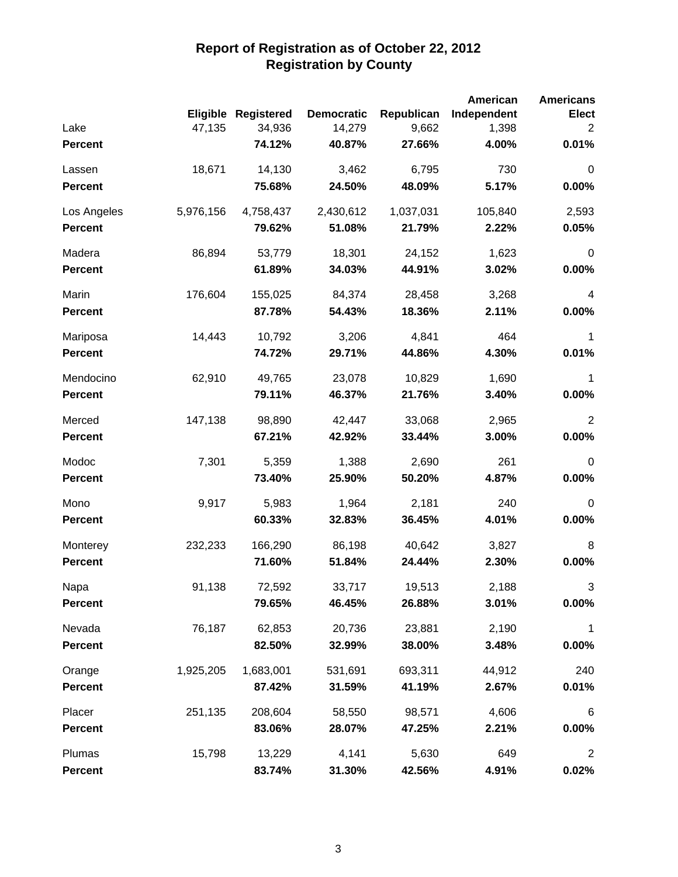# Report of Registration as of October 22, 2012
## Registration by County

| | Eligible | Registered | Democratic | Republican | American Independent | Americans Elect |
|---|---|---|---|---|---|---|
| Lake | 47,135 | 34,936 | 14,279 | 9,662 | 1,398 | 2 |
| **Percent** | | **74.12%** | **40.87%** | **27.66%** | **4.00%** | **0.01%** |
| Lassen | 18,671 | 14,130 | 3,462 | 6,795 | 730 | 0 |
| **Percent** | | **75.68%** | **24.50%** | **48.09%** | **5.17%** | **0.00%** |
| Los Angeles | 5,976,156 | 4,758,437 | 2,430,612 | 1,037,031 | 105,840 | 2,593 |
| **Percent** | | **79.62%** | **51.08%** | **21.79%** | **2.22%** | **0.05%** |
| Madera | 86,894 | 53,779 | 18,301 | 24,152 | 1,623 | 0 |
| **Percent** | | **61.89%** | **34.03%** | **44.91%** | **3.02%** | **0.00%** |
| Marin | 176,604 | 155,025 | 84,374 | 28,458 | 3,268 | 4 |
| **Percent** | | **87.78%** | **54.43%** | **18.36%** | **2.11%** | **0.00%** |
| Mariposa | 14,443 | 10,792 | 3,206 | 4,841 | 464 | 1 |
| **Percent** | | **74.72%** | **29.71%** | **44.86%** | **4.30%** | **0.01%** |
| Mendocino | 62,910 | 49,765 | 23,078 | 10,829 | 1,690 | 1 |
| **Percent** | | **79.11%** | **46.37%** | **21.76%** | **3.40%** | **0.00%** |
| Merced | 147,138 | 98,890 | 42,447 | 33,068 | 2,965 | 2 |
| **Percent** | | **67.21%** | **42.92%** | **33.44%** | **3.00%** | **0.00%** |
| Modoc | 7,301 | 5,359 | 1,388 | 2,690 | 261 | 0 |
| **Percent** | | **73.40%** | **25.90%** | **50.20%** | **4.87%** | **0.00%** |
| Mono | 9,917 | 5,983 | 1,964 | 2,181 | 240 | 0 |
| **Percent** | | **60.33%** | **32.83%** | **36.45%** | **4.01%** | **0.00%** |
| Monterey | 232,233 | 166,290 | 86,198 | 40,642 | 3,827 | 8 |
| **Percent** | | **71.60%** | **51.84%** | **24.44%** | **2.30%** | **0.00%** |
| Napa | 91,138 | 72,592 | 33,717 | 19,513 | 2,188 | 3 |
| **Percent** | | **79.65%** | **46.45%** | **26.88%** | **3.01%** | **0.00%** |
| Nevada | 76,187 | 62,853 | 20,736 | 23,881 | 2,190 | 1 |
| **Percent** | | **82.50%** | **32.99%** | **38.00%** | **3.48%** | **0.00%** |
| Orange | 1,925,205 | 1,683,001 | 531,691 | 693,311 | 44,912 | 240 |
| **Percent** | | **87.42%** | **31.59%** | **41.19%** | **2.67%** | **0.01%** |
| Placer | 251,135 | 208,604 | 58,550 | 98,571 | 4,606 | 6 |
| **Percent** | | **83.06%** | **28.07%** | **47.25%** | **2.21%** | **0.00%** |
| Plumas | 15,798 | 13,229 | 4,141 | 5,630 | 649 | 2 |
| **Percent** | | **83.74%** | **31.30%** | **42.56%** | **4.91%** | **0.02%** |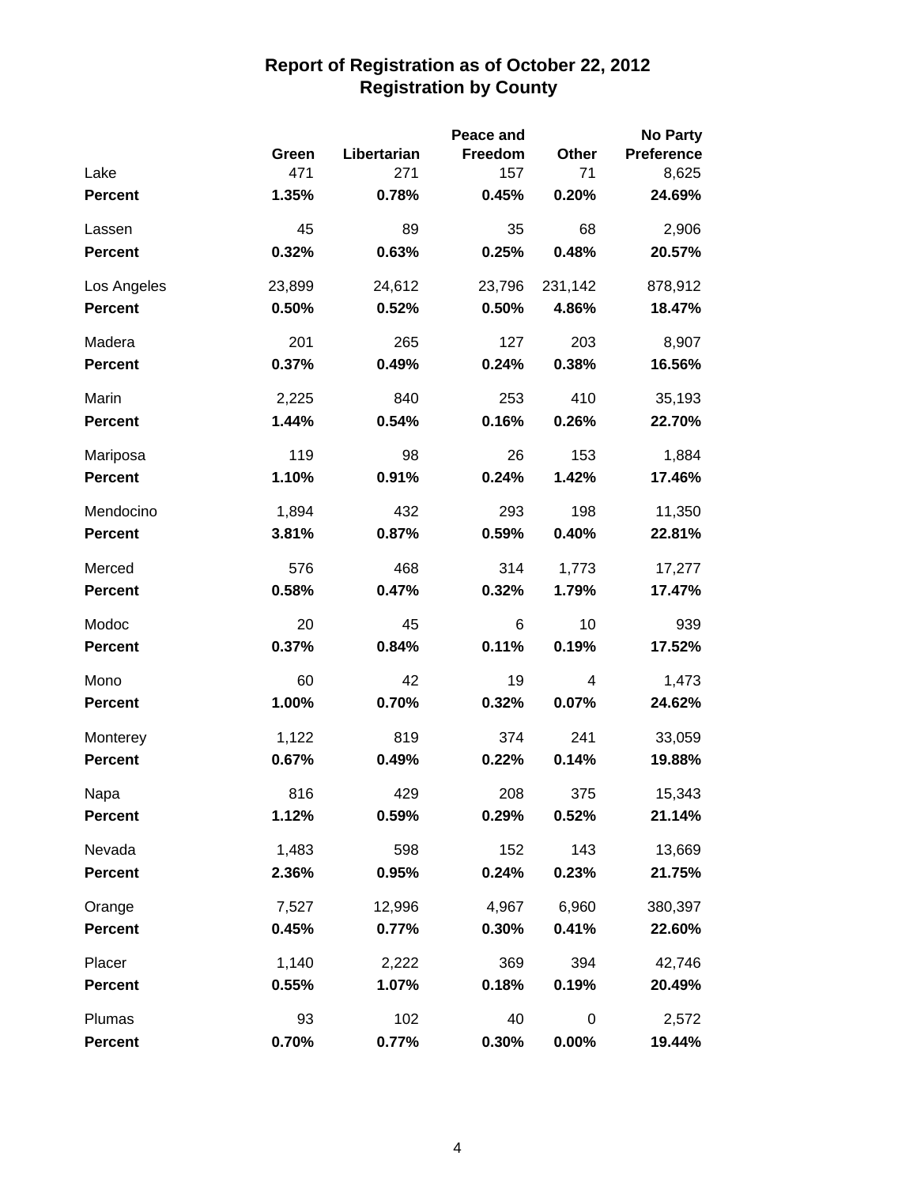# Report of Registration as of October 22, 2012
## Registration by County

| | Green | Libertarian | Peace and Freedom | Other | No Party Preference |
|---|---|---|---|---|---|
| Lake | 471 | 271 | 157 | 71 | 8,625 |
| **Percent** | **1.35%** | **0.78%** | **0.45%** | **0.20%** | **24.69%** |
| Lassen | 45 | 89 | 35 | 68 | 2,906 |
| **Percent** | **0.32%** | **0.63%** | **0.25%** | **0.48%** | **20.57%** |
| Los Angeles | 23,899 | 24,612 | 23,796 | 231,142 | 878,912 |
| **Percent** | **0.50%** | **0.52%** | **0.50%** | **4.86%** | **18.47%** |
| Madera | 201 | 265 | 127 | 203 | 8,907 |
| **Percent** | **0.37%** | **0.49%** | **0.24%** | **0.38%** | **16.56%** |
| Marin | 2,225 | 840 | 253 | 410 | 35,193 |
| **Percent** | **1.44%** | **0.54%** | **0.16%** | **0.26%** | **22.70%** |
| Mariposa | 119 | 98 | 26 | 153 | 1,884 |
| **Percent** | **1.10%** | **0.91%** | **0.24%** | **1.42%** | **17.46%** |
| Mendocino | 1,894 | 432 | 293 | 198 | 11,350 |
| **Percent** | **3.81%** | **0.87%** | **0.59%** | **0.40%** | **22.81%** |
| Merced | 576 | 468 | 314 | 1,773 | 17,277 |
| **Percent** | **0.58%** | **0.47%** | **0.32%** | **1.79%** | **17.47%** |
| Modoc | 20 | 45 | 6 | 10 | 939 |
| **Percent** | **0.37%** | **0.84%** | **0.11%** | **0.19%** | **17.52%** |
| Mono | 60 | 42 | 19 | 4 | 1,473 |
| **Percent** | **1.00%** | **0.70%** | **0.32%** | **0.07%** | **24.62%** |
| Monterey | 1,122 | 819 | 374 | 241 | 33,059 |
| **Percent** | **0.67%** | **0.49%** | **0.22%** | **0.14%** | **19.88%** |
| Napa | 816 | 429 | 208 | 375 | 15,343 |
| **Percent** | **1.12%** | **0.59%** | **0.29%** | **0.52%** | **21.14%** |
| Nevada | 1,483 | 598 | 152 | 143 | 13,669 |
| **Percent** | **2.36%** | **0.95%** | **0.24%** | **0.23%** | **21.75%** |
| Orange | 7,527 | 12,996 | 4,967 | 6,960 | 380,397 |
| **Percent** | **0.45%** | **0.77%** | **0.30%** | **0.41%** | **22.60%** |
| Placer | 1,140 | 2,222 | 369 | 394 | 42,746 |
| **Percent** | **0.55%** | **1.07%** | **0.18%** | **0.19%** | **20.49%** |
| Plumas | 93 | 102 | 40 | 0 | 2,572 |
| **Percent** | **0.70%** | **0.77%** | **0.30%** | **0.00%** | **19.44%** |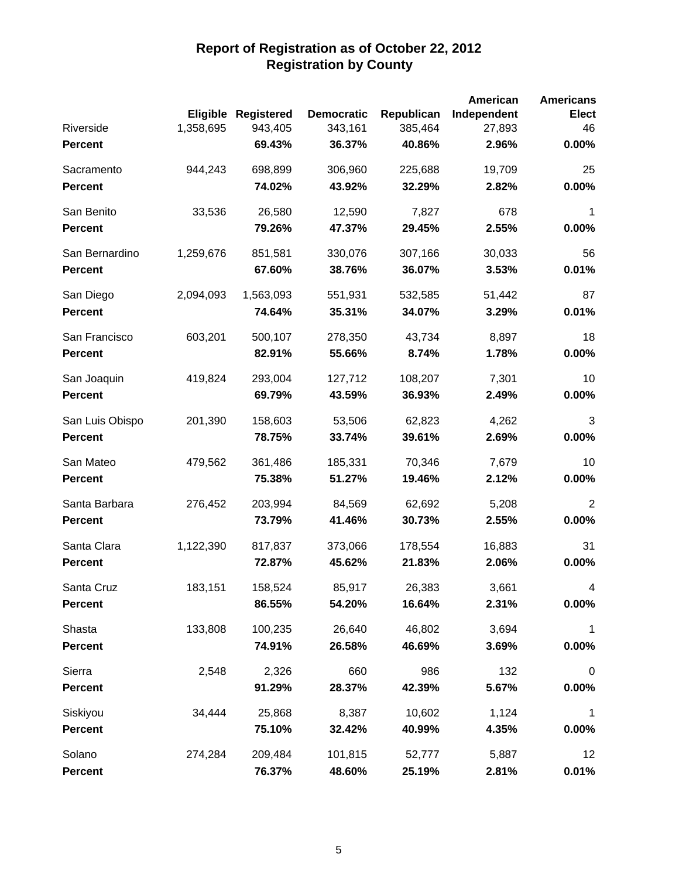# Report of Registration as of October 22, 2012
## Registration by County

| | Eligible | Registered | Democratic | Republican | American Independent | Americans Elect |
|---|---|---|---|---|---|---|
| Riverside | 1,358,695 | 943,405 | 343,161 | 385,464 | 27,893 | 46 |
| **Percent** | | **69.43%** | **36.37%** | **40.86%** | **2.96%** | **0.00%** |
| Sacramento | 944,243 | 698,899 | 306,960 | 225,688 | 19,709 | 25 |
| **Percent** | | **74.02%** | **43.92%** | **32.29%** | **2.82%** | **0.00%** |
| San Benito | 33,536 | 26,580 | 12,590 | 7,827 | 678 | 1 |
| **Percent** | | **79.26%** | **47.37%** | **29.45%** | **2.55%** | **0.00%** |
| San Bernardino | 1,259,676 | 851,581 | 330,076 | 307,166 | 30,033 | 56 |
| **Percent** | | **67.60%** | **38.76%** | **36.07%** | **3.53%** | **0.01%** |
| San Diego | 2,094,093 | 1,563,093 | 551,931 | 532,585 | 51,442 | 87 |
| **Percent** | | **74.64%** | **35.31%** | **34.07%** | **3.29%** | **0.01%** |
| San Francisco | 603,201 | 500,107 | 278,350 | 43,734 | 8,897 | 18 |
| **Percent** | | **82.91%** | **55.66%** | **8.74%** | **1.78%** | **0.00%** |
| San Joaquin | 419,824 | 293,004 | 127,712 | 108,207 | 7,301 | 10 |
| **Percent** | | **69.79%** | **43.59%** | **36.93%** | **2.49%** | **0.00%** |
| San Luis Obispo | 201,390 | 158,603 | 53,506 | 62,823 | 4,262 | 3 |
| **Percent** | | **78.75%** | **33.74%** | **39.61%** | **2.69%** | **0.00%** |
| San Mateo | 479,562 | 361,486 | 185,331 | 70,346 | 7,679 | 10 |
| **Percent** | | **75.38%** | **51.27%** | **19.46%** | **2.12%** | **0.00%** |
| Santa Barbara | 276,452 | 203,994 | 84,569 | 62,692 | 5,208 | 2 |
| **Percent** | | **73.79%** | **41.46%** | **30.73%** | **2.55%** | **0.00%** |
| Santa Clara | 1,122,390 | 817,837 | 373,066 | 178,554 | 16,883 | 31 |
| **Percent** | | **72.87%** | **45.62%** | **21.83%** | **2.06%** | **0.00%** |
| Santa Cruz | 183,151 | 158,524 | 85,917 | 26,383 | 3,661 | 4 |
| **Percent** | | **86.55%** | **54.20%** | **16.64%** | **2.31%** | **0.00%** |
| Shasta | 133,808 | 100,235 | 26,640 | 46,802 | 3,694 | 1 |
| **Percent** | | **74.91%** | **26.58%** | **46.69%** | **3.69%** | **0.00%** |
| Sierra | 2,548 | 2,326 | 660 | 986 | 132 | 0 |
| **Percent** | | **91.29%** | **28.37%** | **42.39%** | **5.67%** | **0.00%** |
| Siskiyou | 34,444 | 25,868 | 8,387 | 10,602 | 1,124 | 1 |
| **Percent** | | **75.10%** | **32.42%** | **40.99%** | **4.35%** | **0.00%** |
| Solano | 274,284 | 209,484 | 101,815 | 52,777 | 5,887 | 12 |
| **Percent** | | **76.37%** | **48.60%** | **25.19%** | **2.81%** | **0.01%** |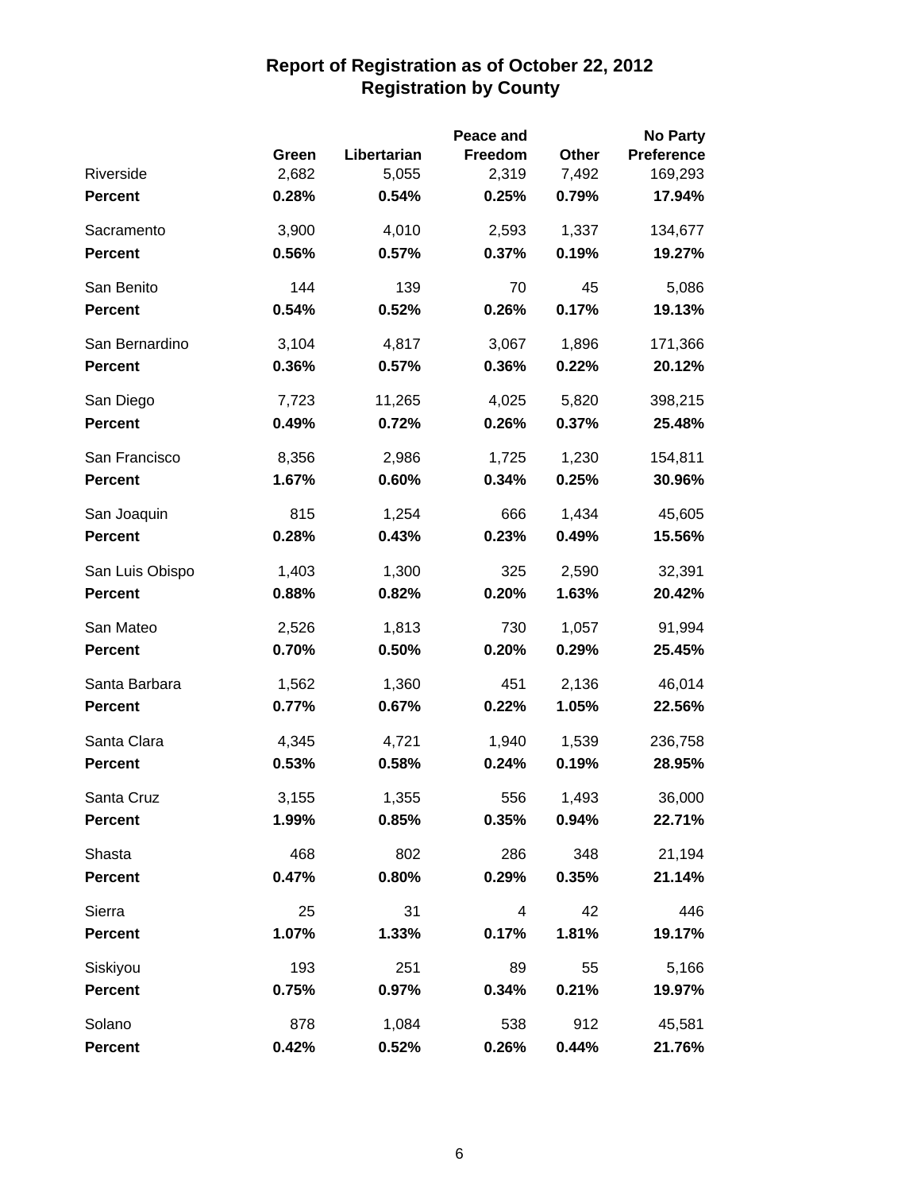# Report of Registration as of October 22, 2012
## Registration by County

| | Green | Libertarian | Peace and Freedom | Other | No Party Preference |
|---|---|---|---|---|---|
| Riverside | 2,682 | 5,055 | 2,319 | 7,492 | 169,293 |
| **Percent** | **0.28%** | **0.54%** | **0.25%** | **0.79%** | **17.94%** |
| Sacramento | 3,900 | 4,010 | 2,593 | 1,337 | 134,677 |
| **Percent** | **0.56%** | **0.57%** | **0.37%** | **0.19%** | **19.27%** |
| San Benito | 144 | 139 | 70 | 45 | 5,086 |
| **Percent** | **0.54%** | **0.52%** | **0.26%** | **0.17%** | **19.13%** |
| San Bernardino | 3,104 | 4,817 | 3,067 | 1,896 | 171,366 |
| **Percent** | **0.36%** | **0.57%** | **0.36%** | **0.22%** | **20.12%** |
| San Diego | 7,723 | 11,265 | 4,025 | 5,820 | 398,215 |
| **Percent** | **0.49%** | **0.72%** | **0.26%** | **0.37%** | **25.48%** |
| San Francisco | 8,356 | 2,986 | 1,725 | 1,230 | 154,811 |
| **Percent** | **1.67%** | **0.60%** | **0.34%** | **0.25%** | **30.96%** |
| San Joaquin | 815 | 1,254 | 666 | 1,434 | 45,605 |
| **Percent** | **0.28%** | **0.43%** | **0.23%** | **0.49%** | **15.56%** |
| San Luis Obispo | 1,403 | 1,300 | 325 | 2,590 | 32,391 |
| **Percent** | **0.88%** | **0.82%** | **0.20%** | **1.63%** | **20.42%** |
| San Mateo | 2,526 | 1,813 | 730 | 1,057 | 91,994 |
| **Percent** | **0.70%** | **0.50%** | **0.20%** | **0.29%** | **25.45%** |
| Santa Barbara | 1,562 | 1,360 | 451 | 2,136 | 46,014 |
| **Percent** | **0.77%** | **0.67%** | **0.22%** | **1.05%** | **22.56%** |
| Santa Clara | 4,345 | 4,721 | 1,940 | 1,539 | 236,758 |
| **Percent** | **0.53%** | **0.58%** | **0.24%** | **0.19%** | **28.95%** |
| Santa Cruz | 3,155 | 1,355 | 556 | 1,493 | 36,000 |
| **Percent** | **1.99%** | **0.85%** | **0.35%** | **0.94%** | **22.71%** |
| Shasta | 468 | 802 | 286 | 348 | 21,194 |
| **Percent** | **0.47%** | **0.80%** | **0.29%** | **0.35%** | **21.14%** |
| Sierra | 25 | 31 | 4 | 42 | 446 |
| **Percent** | **1.07%** | **1.33%** | **0.17%** | **1.81%** | **19.17%** |
| Siskiyou | 193 | 251 | 89 | 55 | 5,166 |
| **Percent** | **0.75%** | **0.97%** | **0.34%** | **0.21%** | **19.97%** |
| Solano | 878 | 1,084 | 538 | 912 | 45,581 |
| **Percent** | **0.42%** | **0.52%** | **0.26%** | **0.44%** | **21.76%** |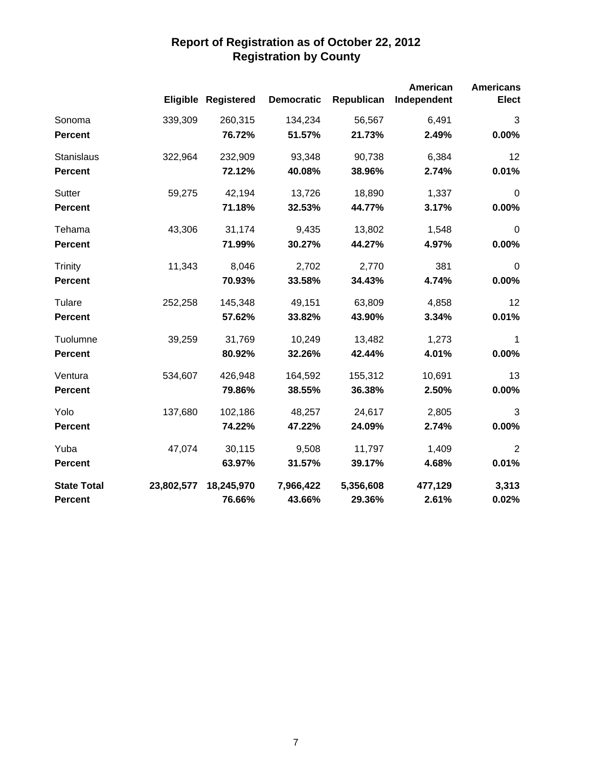# Report of Registration as of October 22, 2012
## Registration by County

| | Eligible | Registered | Democratic | Republican | American Independent | Americans Elect |
|---|---|---|---|---|---|---|
| Sonoma | 339,309 | 260,315 | 134,234 | 56,567 | 6,491 | 3 |
| **Percent** | | **76.72%** | **51.57%** | **21.73%** | **2.49%** | **0.00%** |
| Stanislaus | 322,964 | 232,909 | 93,348 | 90,738 | 6,384 | 12 |
| **Percent** | | **72.12%** | **40.08%** | **38.96%** | **2.74%** | **0.01%** |
| Sutter | 59,275 | 42,194 | 13,726 | 18,890 | 1,337 | 0 |
| **Percent** | | **71.18%** | **32.53%** | **44.77%** | **3.17%** | **0.00%** |
| Tehama | 43,306 | 31,174 | 9,435 | 13,802 | 1,548 | 0 |
| **Percent** | | **71.99%** | **30.27%** | **44.27%** | **4.97%** | **0.00%** |
| Trinity | 11,343 | 8,046 | 2,702 | 2,770 | 381 | 0 |
| **Percent** | | **70.93%** | **33.58%** | **34.43%** | **4.74%** | **0.00%** |
| Tulare | 252,258 | 145,348 | 49,151 | 63,809 | 4,858 | 12 |
| **Percent** | | **57.62%** | **33.82%** | **43.90%** | **3.34%** | **0.01%** |
| Tuolumne | 39,259 | 31,769 | 10,249 | 13,482 | 1,273 | 1 |
| **Percent** | | **80.92%** | **32.26%** | **42.44%** | **4.01%** | **0.00%** |
| Ventura | 534,607 | 426,948 | 164,592 | 155,312 | 10,691 | 13 |
| **Percent** | | **79.86%** | **38.55%** | **36.38%** | **2.50%** | **0.00%** |
| Yolo | 137,680 | 102,186 | 48,257 | 24,617 | 2,805 | 3 |
| **Percent** | | **74.22%** | **47.22%** | **24.09%** | **2.74%** | **0.00%** |
| Yuba | 47,074 | 30,115 | 9,508 | 11,797 | 1,409 | 2 |
| **Percent** | | **63.97%** | **31.57%** | **39.17%** | **4.68%** | **0.01%** |
| **State Total** | **23,802,577** | **18,245,970** | **7,966,422** | **5,356,608** | **477,129** | **3,313** |
| **Percent** | | **76.66%** | **43.66%** | **29.36%** | **2.61%** | **0.02%** |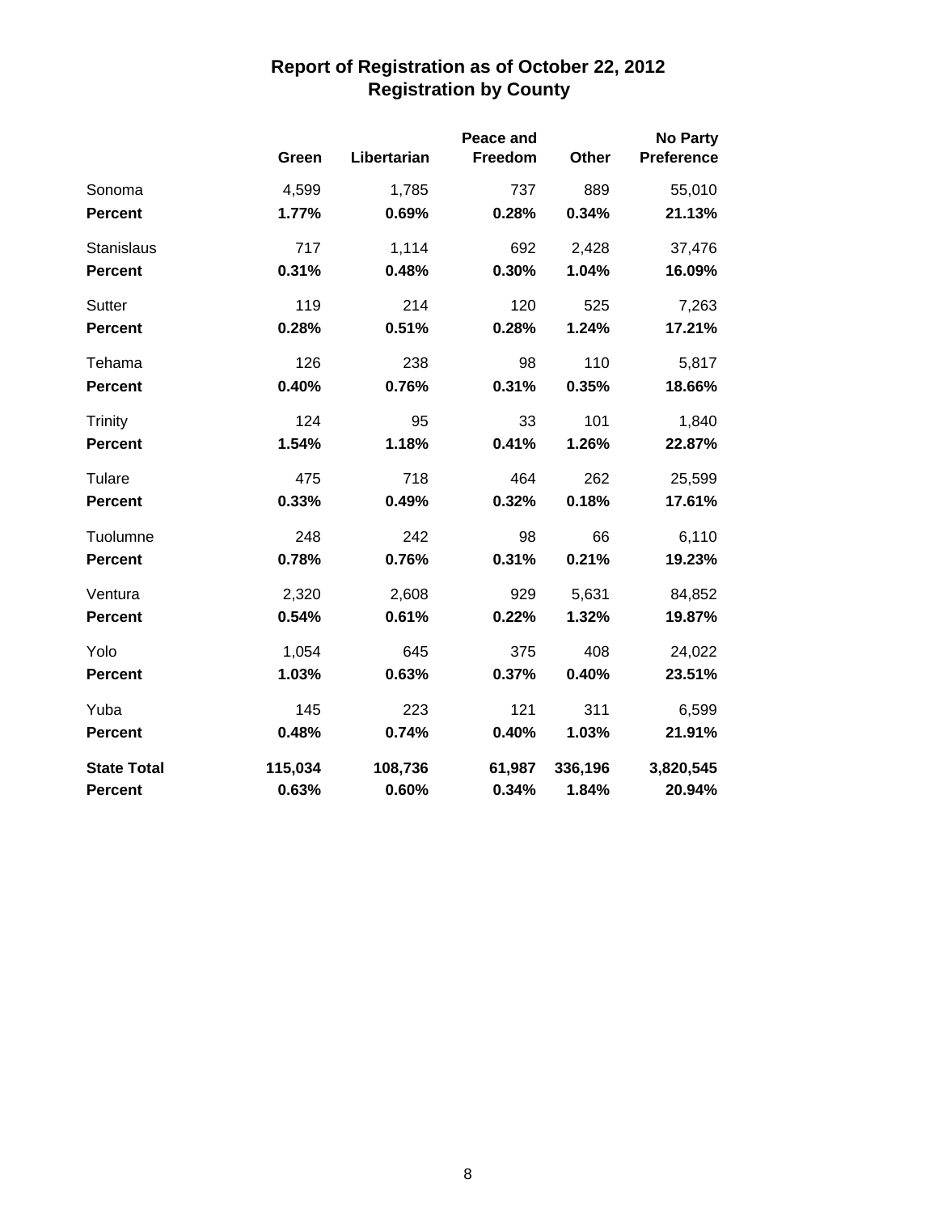# Report of Registration as of October 22, 2012
## Registration by County

| | Green | Libertarian | Peace and Freedom | Other | No Party Preference |
|---|---|---|---|---|---|
| Sonoma | 4,599 | 1,785 | 737 | 889 | 55,010 |
| **Percent** | **1.77%** | **0.69%** | **0.28%** | **0.34%** | **21.13%** |
| Stanislaus | 717 | 1,114 | 692 | 2,428 | 37,476 |
| **Percent** | **0.31%** | **0.48%** | **0.30%** | **1.04%** | **16.09%** |
| Sutter | 119 | 214 | 120 | 525 | 7,263 |
| **Percent** | **0.28%** | **0.51%** | **0.28%** | **1.24%** | **17.21%** |
| Tehama | 126 | 238 | 98 | 110 | 5,817 |
| **Percent** | **0.40%** | **0.76%** | **0.31%** | **0.35%** | **18.66%** |
| Trinity | 124 | 95 | 33 | 101 | 1,840 |
| **Percent** | **1.54%** | **1.18%** | **0.41%** | **1.26%** | **22.87%** |
| Tulare | 475 | 718 | 464 | 262 | 25,599 |
| **Percent** | **0.33%** | **0.49%** | **0.32%** | **0.18%** | **17.61%** |
| Tuolumne | 248 | 242 | 98 | 66 | 6,110 |
| **Percent** | **0.78%** | **0.76%** | **0.31%** | **0.21%** | **19.23%** |
| Ventura | 2,320 | 2,608 | 929 | 5,631 | 84,852 |
| **Percent** | **0.54%** | **0.61%** | **0.22%** | **1.32%** | **19.87%** |
| Yolo | 1,054 | 645 | 375 | 408 | 24,022 |
| **Percent** | **1.03%** | **0.63%** | **0.37%** | **0.40%** | **23.51%** |
| Yuba | 145 | 223 | 121 | 311 | 6,599 |
| **Percent** | **0.48%** | **0.74%** | **0.40%** | **1.03%** | **21.91%** |
| **State Total** | **115,034** | **108,736** | **61,987** | **336,196** | **3,820,545** |
| **Percent** | **0.63%** | **0.60%** | **0.34%** | **1.84%** | **20.94%** |